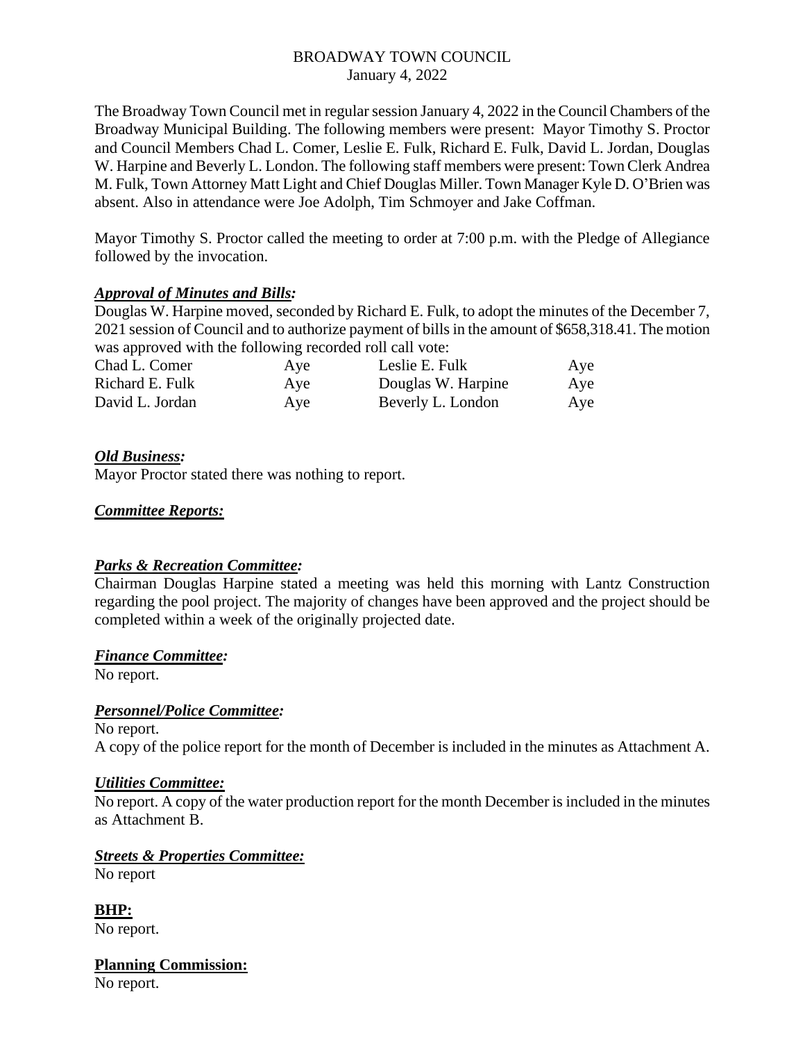# BROADWAY TOWN COUNCIL
January 4, 2022

The Broadway Town Council met in regular session January 4, 2022 in the Council Chambers of the Broadway Municipal Building. The following members were present: Mayor Timothy S. Proctor and Council Members Chad L. Comer, Leslie E. Fulk, Richard E. Fulk, David L. Jordan, Douglas W. Harpine and Beverly L. London. The following staff members were present: Town Clerk Andrea M. Fulk, Town Attorney Matt Light and Chief Douglas Miller. Town Manager Kyle D. O'Brien was absent. Also in attendance were Joe Adolph, Tim Schmoyer and Jake Coffman.

Mayor Timothy S. Proctor called the meeting to order at 7:00 p.m. with the Pledge of Allegiance followed by the invocation.

***Approval of Minutes and Bills:***

Douglas W. Harpine moved, seconded by Richard E. Fulk, to adopt the minutes of the December 7, 2021 session of Council and to authorize payment of bills in the amount of $658,318.41. The motion was approved with the following recorded roll call vote:

| | | | |
|---|---|---|---|
| Chad L. Comer | Aye | Leslie E. Fulk | Aye |
| Richard E. Fulk | Aye | Douglas W. Harpine | Aye |
| David L. Jordan | Aye | Beverly L. London | Aye |

***Old Business:***

Mayor Proctor stated there was nothing to report.

***Committee Reports:***

***Parks & Recreation Committee:***

Chairman Douglas Harpine stated a meeting was held this morning with Lantz Construction regarding the pool project. The majority of changes have been approved and the project should be completed within a week of the originally projected date.

***Finance Committee:***

No report.

***Personnel/Police Committee:***

No report.

A copy of the police report for the month of December is included in the minutes as Attachment A.

***Utilities Committee:***

No report. A copy of the water production report for the month December is included in the minutes as Attachment B.

***Streets & Properties Committee:***

No report

**BHP:**

No report.

**Planning Commission:**

No report.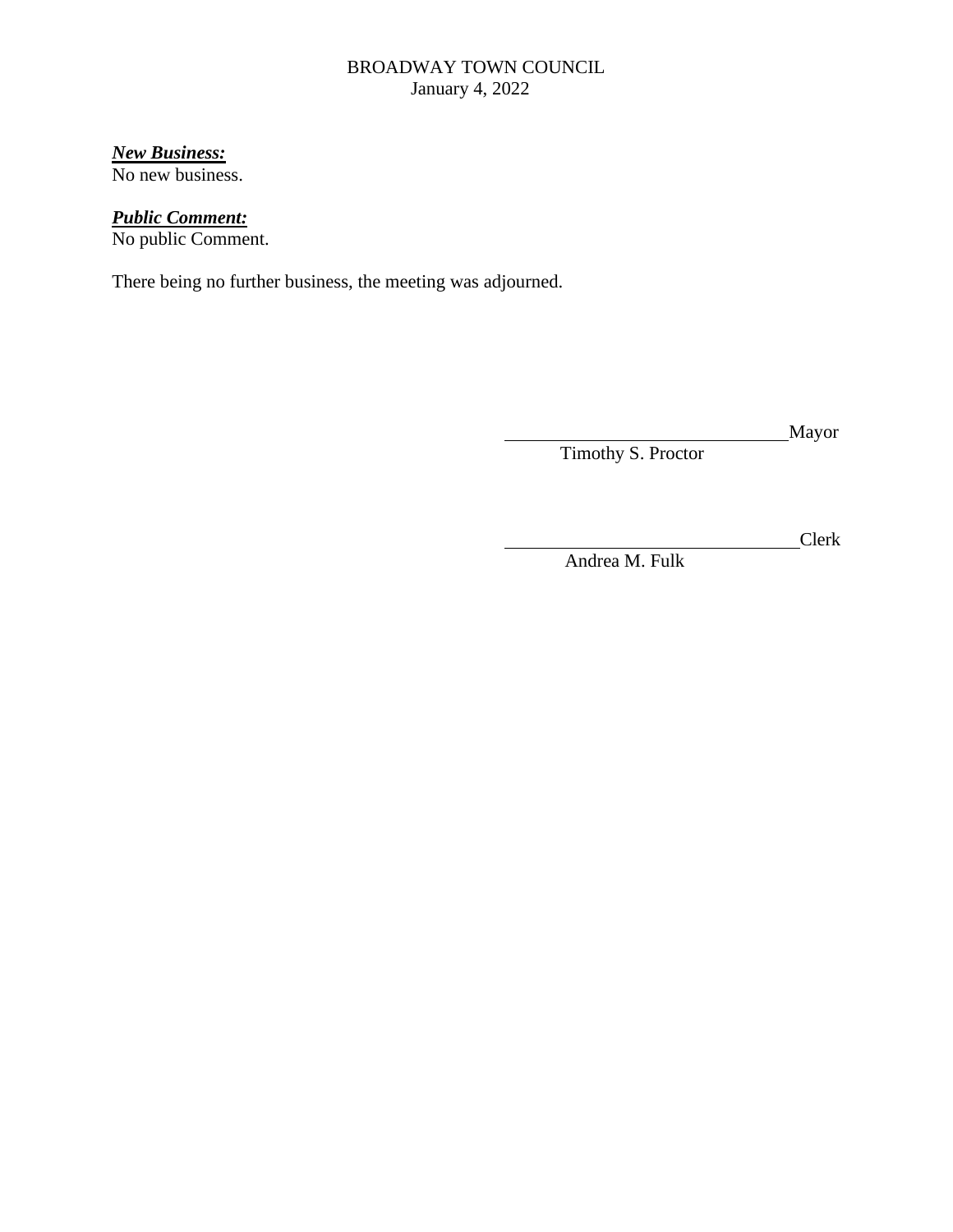***New Business:***
No new business.

***Public Comment:***
No public Comment.

There being no further business, the meeting was adjourned.

_______________________________Mayor
Timothy S. Proctor

_______________________________Clerk
Andrea M. Fulk